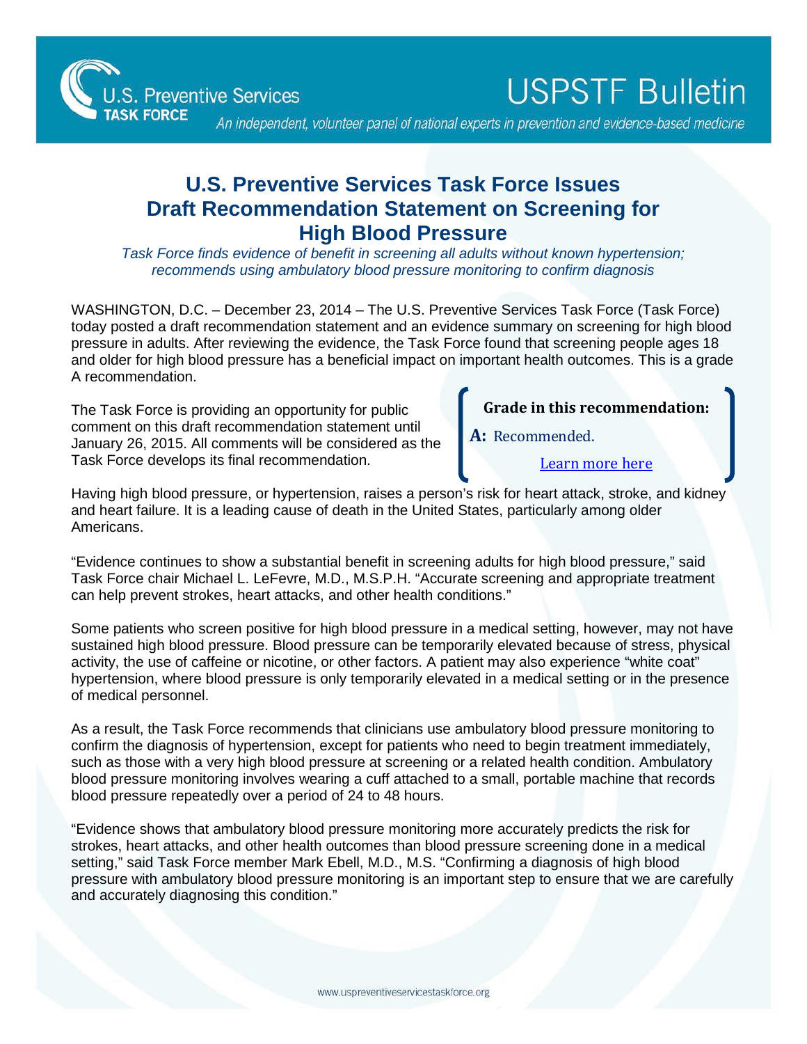# U.S. Preventive Services Task Force Issues Draft Recommendation Statement on Screening for High Blood Pressure

*Task Force finds evidence of benefit in screening all adults without known hypertension; recommends using ambulatory blood pressure monitoring to confirm diagnosis*

WASHINGTON, D.C. – December 23, 2014 – The U.S. Preventive Services Task Force (Task Force) today posted a draft recommendation statement and an evidence summary on screening for high blood pressure in adults. After reviewing the evidence, the Task Force found that screening people ages 18 and older for high blood pressure has a beneficial impact on important health outcomes. This is a grade A recommendation.

The Task Force is providing an opportunity for public comment on this draft recommendation statement until January 26, 2015. All comments will be considered as the Task Force develops its final recommendation.

> **Grade in this recommendation:**
>
> **A:** Recommended.
>
> Learn more here

Having high blood pressure, or hypertension, raises a person's risk for heart attack, stroke, and kidney and heart failure. It is a leading cause of death in the United States, particularly among older Americans.

"Evidence continues to show a substantial benefit in screening adults for high blood pressure," said Task Force chair Michael L. LeFevre, M.D., M.S.P.H. "Accurate screening and appropriate treatment can help prevent strokes, heart attacks, and other health conditions."

Some patients who screen positive for high blood pressure in a medical setting, however, may not have sustained high blood pressure. Blood pressure can be temporarily elevated because of stress, physical activity, the use of caffeine or nicotine, or other factors. A patient may also experience "white coat" hypertension, where blood pressure is only temporarily elevated in a medical setting or in the presence of medical personnel.

As a result, the Task Force recommends that clinicians use ambulatory blood pressure monitoring to confirm the diagnosis of hypertension, except for patients who need to begin treatment immediately, such as those with a very high blood pressure at screening or a related health condition. Ambulatory blood pressure monitoring involves wearing a cuff attached to a small, portable machine that records blood pressure repeatedly over a period of 24 to 48 hours.

"Evidence shows that ambulatory blood pressure monitoring more accurately predicts the risk for strokes, heart attacks, and other health outcomes than blood pressure screening done in a medical setting," said Task Force member Mark Ebell, M.D., M.S. "Confirming a diagnosis of high blood pressure with ambulatory blood pressure monitoring is an important step to ensure that we are carefully and accurately diagnosing this condition."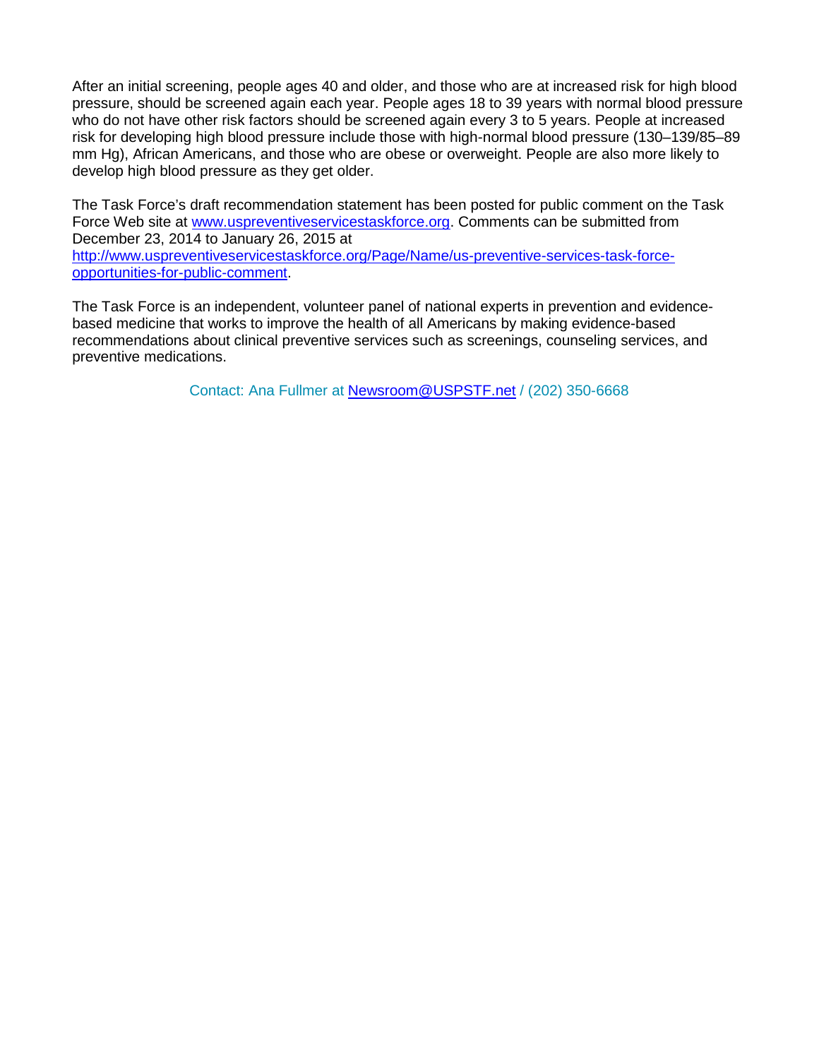After an initial screening, people ages 40 and older, and those who are at increased risk for high blood pressure, should be screened again each year. People ages 18 to 39 years with normal blood pressure who do not have other risk factors should be screened again every 3 to 5 years. People at increased risk for developing high blood pressure include those with high-normal blood pressure (130–139/85–89 mm Hg), African Americans, and those who are obese or overweight. People are also more likely to develop high blood pressure as they get older.

The Task Force's draft recommendation statement has been posted for public comment on the Task Force Web site at www.uspreventiveservicestaskforce.org. Comments can be submitted from December 23, 2014 to January 26, 2015 at http://www.uspreventiveservicestaskforce.org/Page/Name/us-preventive-services-task-force-opportunities-for-public-comment.

The Task Force is an independent, volunteer panel of national experts in prevention and evidence-based medicine that works to improve the health of all Americans by making evidence-based recommendations about clinical preventive services such as screenings, counseling services, and preventive medications.

Contact: Ana Fullmer at Newsroom@USPSTF.net / (202) 350-6668